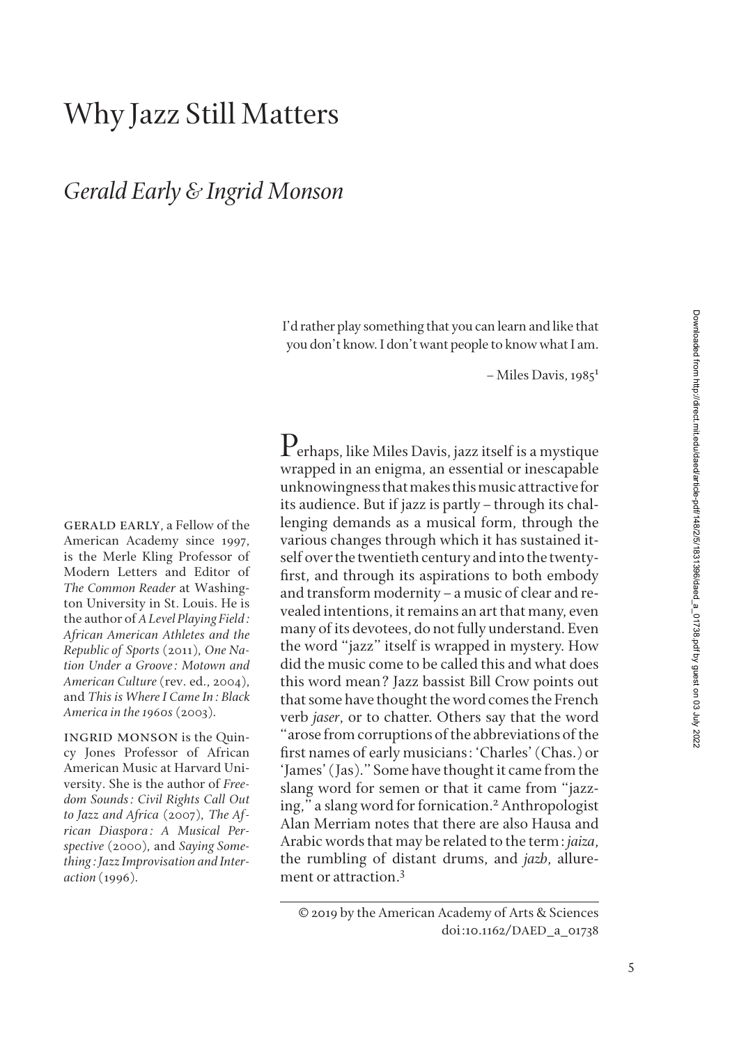# Why Jazz Still Matters

## *Gerald Early & Ingrid Monson*

> I'd rather play something that you can learn and like that you don't know. I don't want people to know what I am.
>
> – Miles Davis, 1985[1]

GERALD EARLY, a Fellow of the American Academy since 1997, is the Merle Kling Professor of Modern Letters and Editor of *The Common Reader* at Washington University in St. Louis. He is the author of *A Level Playing Field: African American Athletes and the Republic of Sports* (2011), *One Nation Under a Groove: Motown and American Culture* (rev. ed., 2004), and *This is Where I Came In: Black America in the 1960s* (2003).

INGRID MONSON is the Quincy Jones Professor of African American Music at Harvard University. She is the author of *Freedom Sounds: Civil Rights Call Out to Jazz and Africa* (2007), *The African Diaspora: A Musical Perspective* (2000), and *Saying Something: Jazz Improvisation and Interaction* (1996).

Perhaps, like Miles Davis, jazz itself is a mystique wrapped in an enigma, an essential or inescapable unknowingness that makes this music attractive for its audience. But if jazz is partly – through its challenging demands as a musical form, through the various changes through which it has sustained itself over the twentieth century and into the twenty-first, and through its aspirations to both embody and transform modernity – a music of clear and revealed intentions, it remains an art that many, even many of its devotees, do not fully understand. Even the word "jazz" itself is wrapped in mystery. How did the music come to be called this and what does this word mean? Jazz bassist Bill Crow points out that some have thought the word comes the French verb *jaser*, or to chatter. Others say that the word "arose from corruptions of the abbreviations of the first names of early musicians: 'Charles' (Chas.) or 'James' (Jas)." Some have thought it came from the slang word for semen or that it came from "jazzing," a slang word for fornication.[2] Anthropologist Alan Merriam notes that there are also Hausa and Arabic words that may be related to the term: *jaiza*, the rumbling of distant drums, and *jazb*, allurement or attraction.[3]

© 2019 by the American Academy of Arts & Sciences
doi:10.1162/DAED_a_01738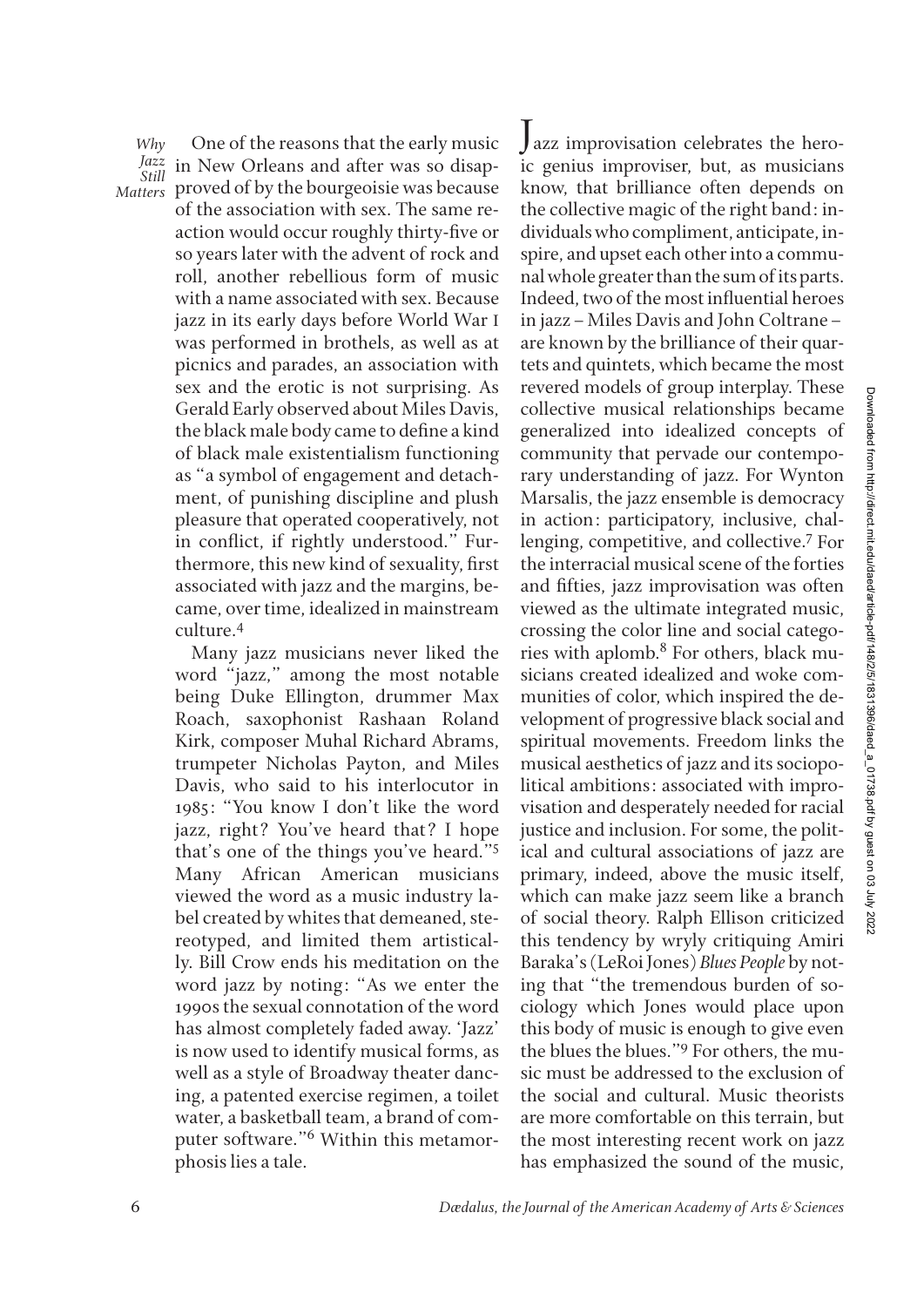One of the reasons that the early music in New Orleans and after was so disapproved of by the bourgeoisie was because of the association with sex. The same reaction would occur roughly thirty-five or so years later with the advent of rock and roll, another rebellious form of music with a name associated with sex. Because jazz in its early days before World War I was performed in brothels, as well as at picnics and parades, an association with sex and the erotic is not surprising. As Gerald Early observed about Miles Davis, the black male body came to define a kind of black male existentialism functioning as "a symbol of engagement and detachment, of punishing discipline and plush pleasure that operated cooperatively, not in conflict, if rightly understood." Furthermore, this new kind of sexuality, first associated with jazz and the margins, became, over time, idealized in mainstream culture.[4]

Many jazz musicians never liked the word "jazz," among the most notable being Duke Ellington, drummer Max Roach, saxophonist Rashaan Roland Kirk, composer Muhal Richard Abrams, trumpeter Nicholas Payton, and Miles Davis, who said to his interlocutor in 1985: "You know I don't like the word jazz, right? You've heard that? I hope that's one of the things you've heard."[5] Many African American musicians viewed the word as a music industry label created by whites that demeaned, stereotyped, and limited them artistically. Bill Crow ends his meditation on the word jazz by noting: "As we enter the 1990s the sexual connotation of the word has almost completely faded away. 'Jazz' is now used to identify musical forms, as well as a style of Broadway theater dancing, a patented exercise regimen, a toilet water, a basketball team, a brand of computer software."[6] Within this metamorphosis lies a tale.

Jazz improvisation celebrates the heroic genius improviser, but, as musicians know, that brilliance often depends on the collective magic of the right band: individuals who compliment, anticipate, inspire, and upset each other into a communal whole greater than the sum of its parts. Indeed, two of the most influential heroes in jazz – Miles Davis and John Coltrane – are known by the brilliance of their quartets and quintets, which became the most revered models of group interplay. These collective musical relationships became generalized into idealized concepts of community that pervade our contemporary understanding of jazz. For Wynton Marsalis, the jazz ensemble is democracy in action: participatory, inclusive, challenging, competitive, and collective.[7] For the interracial musical scene of the forties and fifties, jazz improvisation was often viewed as the ultimate integrated music, crossing the color line and social categories with aplomb.[8] For others, black musicians created idealized and woke communities of color, which inspired the development of progressive black social and spiritual movements. Freedom links the musical aesthetics of jazz and its sociopolitical ambitions: associated with improvisation and desperately needed for racial justice and inclusion. For some, the political and cultural associations of jazz are primary, indeed, above the music itself, which can make jazz seem like a branch of social theory. Ralph Ellison criticized this tendency by wryly critiquing Amiri Baraka's (LeRoi Jones) *Blues People* by noting that "the tremendous burden of sociology which Jones would place upon this body of music is enough to give even the blues the blues."[9] For others, the music must be addressed to the exclusion of the social and cultural. Music theorists are more comfortable on this terrain, but the most interesting recent work on jazz has emphasized the sound of the music,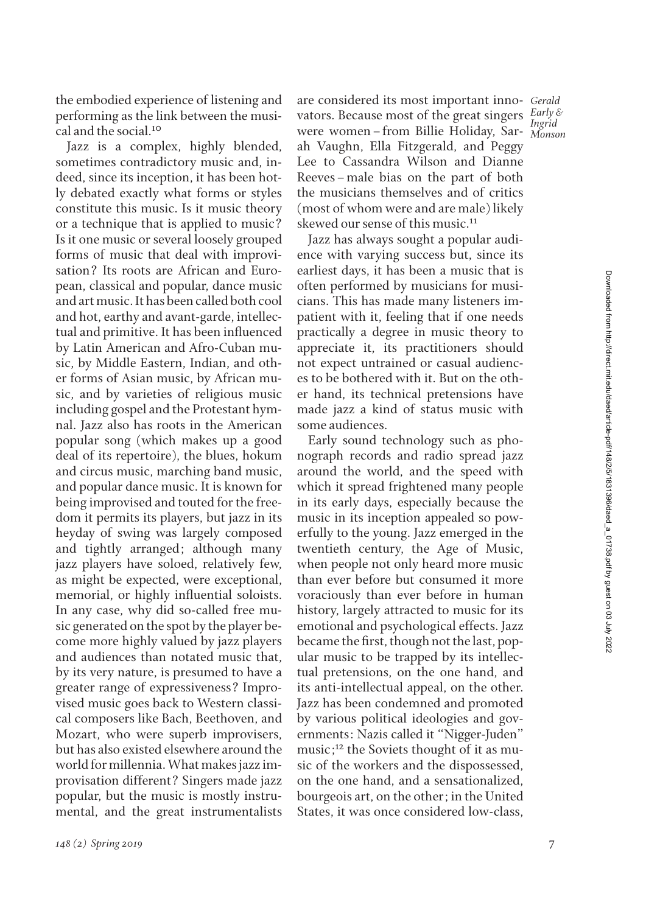the embodied experience of listening and performing as the link between the musical and the social.[10]

Jazz is a complex, highly blended, sometimes contradictory music and, indeed, since its inception, it has been hotly debated exactly what forms or styles constitute this music. Is it music theory or a technique that is applied to music? Is it one music or several loosely grouped forms of music that deal with improvisation? Its roots are African and European, classical and popular, dance music and art music. It has been called both cool and hot, earthy and avant-garde, intellectual and primitive. It has been influenced by Latin American and Afro-Cuban music, by Middle Eastern, Indian, and other forms of Asian music, by African music, and by varieties of religious music including gospel and the Protestant hymnal. Jazz also has roots in the American popular song (which makes up a good deal of its repertoire), the blues, hokum and circus music, marching band music, and popular dance music. It is known for being improvised and touted for the freedom it permits its players, but jazz in its heyday of swing was largely composed and tightly arranged; although many jazz players have soloed, relatively few, as might be expected, were exceptional, memorial, or highly influential soloists. In any case, why did so-called free music generated on the spot by the player become more highly valued by jazz players and audiences than notated music that, by its very nature, is presumed to have a greater range of expressiveness? Improvised music goes back to Western classical composers like Bach, Beethoven, and Mozart, who were superb improvisers, but has also existed elsewhere around the world for millennia. What makes jazz improvisation different? Singers made jazz popular, but the music is mostly instrumental, and the great instrumentalists are considered its most important innovators. Because most of the great singers were women – from Billie Holiday, Sarah Vaughn, Ella Fitzgerald, and Peggy Lee to Cassandra Wilson and Dianne Reeves – male bias on the part of both the musicians themselves and of critics (most of whom were and are male) likely skewed our sense of this music.[11]

Jazz has always sought a popular audience with varying success but, since its earliest days, it has been a music that is often performed by musicians for musicians. This has made many listeners impatient with it, feeling that if one needs practically a degree in music theory to appreciate it, its practitioners should not expect untrained or casual audiences to be bothered with it. But on the other hand, its technical pretensions have made jazz a kind of status music with some audiences.

Early sound technology such as phonograph records and radio spread jazz around the world, and the speed with which it spread frightened many people in its early days, especially because the music in its inception appealed so powerfully to the young. Jazz emerged in the twentieth century, the Age of Music, when people not only heard more music than ever before but consumed it more voraciously than ever before in human history, largely attracted to music for its emotional and psychological effects. Jazz became the first, though not the last, popular music to be trapped by its intellectual pretensions, on the one hand, and its anti-intellectual appeal, on the other. Jazz has been condemned and promoted by various political ideologies and governments: Nazis called it "Nigger-Juden" music;[12] the Soviets thought of it as music of the workers and the dispossessed, on the one hand, and a sensationalized, bourgeois art, on the other; in the United States, it was once considered low-class,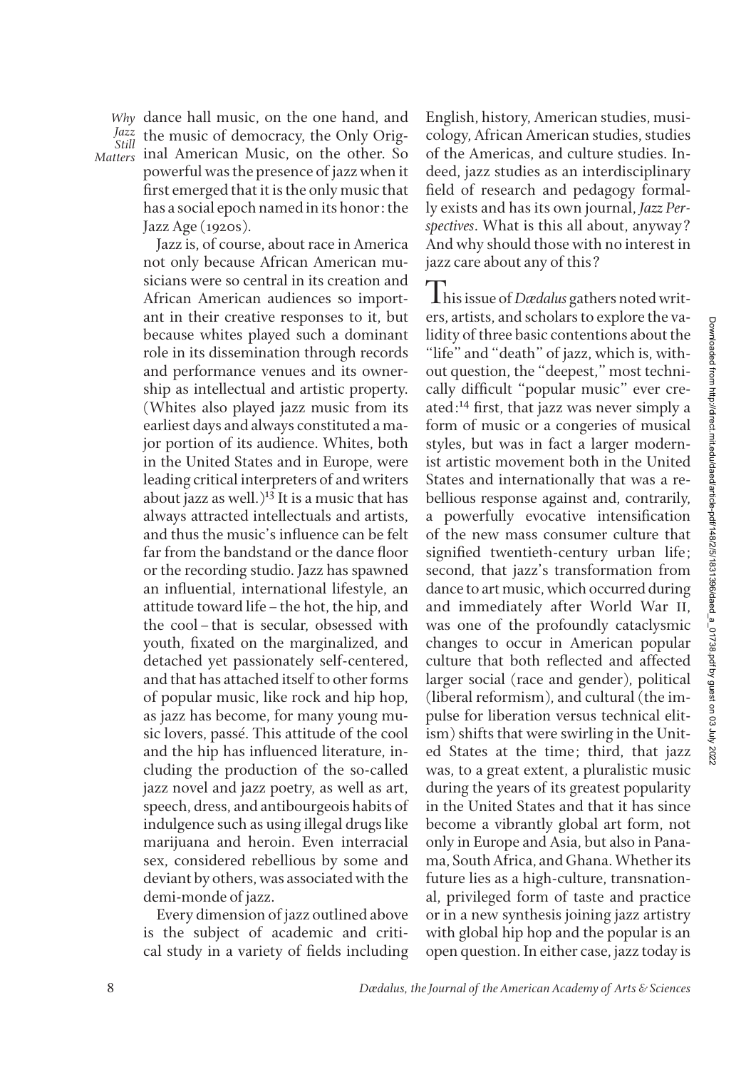dance hall music, on the one hand, and the music of democracy, the Only Original American Music, on the other. So powerful was the presence of jazz when it first emerged that it is the only music that has a social epoch named in its honor: the Jazz Age (1920s).

Jazz is, of course, about race in America not only because African American musicians were so central in its creation and African American audiences so important in their creative responses to it, but because whites played such a dominant role in its dissemination through records and performance venues and its ownership as intellectual and artistic property. (Whites also played jazz music from its earliest days and always constituted a major portion of its audience. Whites, both in the United States and in Europe, were leading critical interpreters of and writers about jazz as well.)[13] It is a music that has always attracted intellectuals and artists, and thus the music's influence can be felt far from the bandstand or the dance floor or the recording studio. Jazz has spawned an influential, international lifestyle, an attitude toward life – the hot, the hip, and the cool – that is secular, obsessed with youth, fixated on the marginalized, and detached yet passionately self-centered, and that has attached itself to other forms of popular music, like rock and hip hop, as jazz has become, for many young music lovers, passé. This attitude of the cool and the hip has influenced literature, including the production of the so-called jazz novel and jazz poetry, as well as art, speech, dress, and antibourgeois habits of indulgence such as using illegal drugs like marijuana and heroin. Even interracial sex, considered rebellious by some and deviant by others, was associated with the demi-monde of jazz.

Every dimension of jazz outlined above is the subject of academic and critical study in a variety of fields including English, history, American studies, musicology, African American studies, studies of the Americas, and culture studies. Indeed, jazz studies as an interdisciplinary field of research and pedagogy formally exists and has its own journal, *Jazz Perspectives*. What is this all about, anyway? And why should those with no interest in jazz care about any of this?

This issue of *Dædalus* gathers noted writers, artists, and scholars to explore the validity of three basic contentions about the "life" and "death" of jazz, which is, without question, the "deepest," most technically difficult "popular music" ever created:[14] first, that jazz was never simply a form of music or a congeries of musical styles, but was in fact a larger modernist artistic movement both in the United States and internationally that was a rebellious response against and, contrarily, a powerfully evocative intensification of the new mass consumer culture that signified twentieth-century urban life; second, that jazz's transformation from dance to art music, which occurred during and immediately after World War II, was one of the profoundly cataclysmic changes to occur in American popular culture that both reflected and affected larger social (race and gender), political (liberal reformism), and cultural (the impulse for liberation versus technical elitism) shifts that were swirling in the United States at the time; third, that jazz was, to a great extent, a pluralistic music during the years of its greatest popularity in the United States and that it has since become a vibrantly global art form, not only in Europe and Asia, but also in Panama, South Africa, and Ghana. Whether its future lies as a high-culture, transnational, privileged form of taste and practice or in a new synthesis joining jazz artistry with global hip hop and the popular is an open question. In either case, jazz today is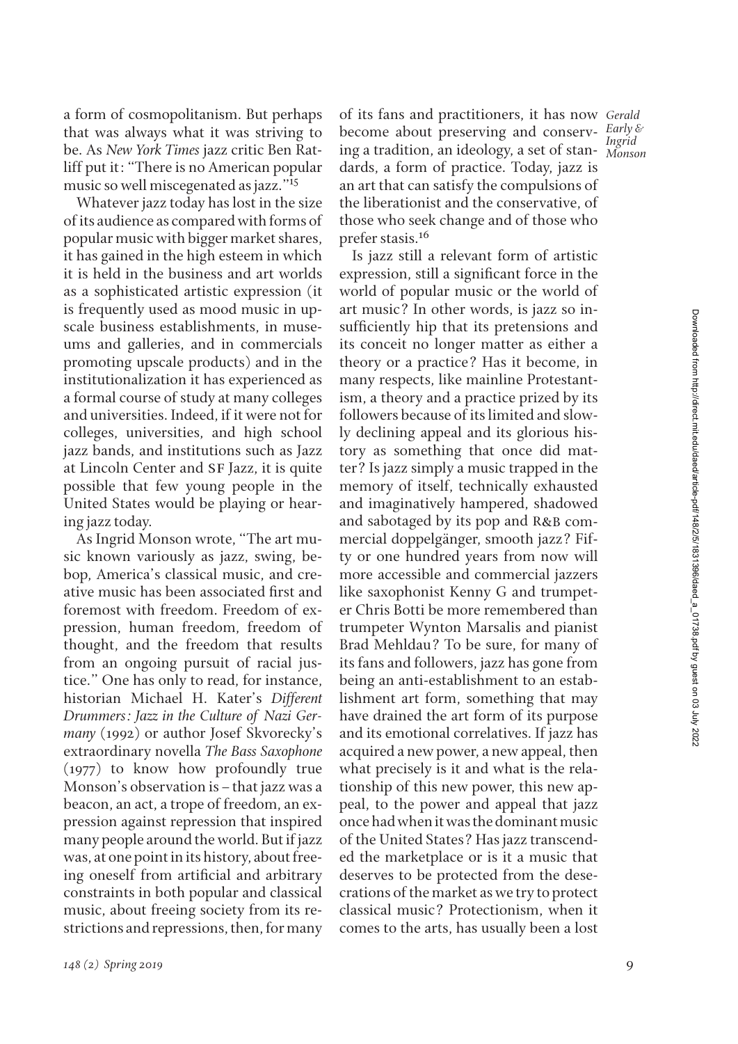a form of cosmopolitanism. But perhaps that was always what it was striving to be. As *New York Times* jazz critic Ben Ratliff put it: "There is no American popular music so well miscegenated as jazz."[15]

Whatever jazz today has lost in the size of its audience as compared with forms of popular music with bigger market shares, it has gained in the high esteem in which it is held in the business and art worlds as a sophisticated artistic expression (it is frequently used as mood music in upscale business establishments, in museums and galleries, and in commercials promoting upscale products) and in the institutionalization it has experienced as a formal course of study at many colleges and universities. Indeed, if it were not for colleges, universities, and high school jazz bands, and institutions such as Jazz at Lincoln Center and SF Jazz, it is quite possible that few young people in the United States would be playing or hearing jazz today.

As Ingrid Monson wrote, "The art music known variously as jazz, swing, bebop, America's classical music, and creative music has been associated first and foremost with freedom. Freedom of expression, human freedom, freedom of thought, and the freedom that results from an ongoing pursuit of racial justice." One has only to read, for instance, historian Michael H. Kater's *Different Drummers: Jazz in the Culture of Nazi Germany* (1992) or author Josef Skvorecky's extraordinary novella *The Bass Saxophone* (1977) to know how profoundly true Monson's observation is – that jazz was a beacon, an act, a trope of freedom, an expression against repression that inspired many people around the world. But if jazz was, at one point in its history, about freeing oneself from artificial and arbitrary constraints in both popular and classical music, about freeing society from its restrictions and repressions, then, for many of its fans and practitioners, it has now become about preserving and conserving a tradition, an ideology, a set of standards, a form of practice. Today, jazz is an art that can satisfy the compulsions of the liberationist and the conservative, of those who seek change and of those who prefer stasis.[16]

Is jazz still a relevant form of artistic expression, still a significant force in the world of popular music or the world of art music? In other words, is jazz so insufficiently hip that its pretensions and its conceit no longer matter as either a theory or a practice? Has it become, in many respects, like mainline Protestantism, a theory and a practice prized by its followers because of its limited and slowly declining appeal and its glorious history as something that once did matter? Is jazz simply a music trapped in the memory of itself, technically exhausted and imaginatively hampered, shadowed and sabotaged by its pop and R&B commercial doppelgänger, smooth jazz? Fifty or one hundred years from now will more accessible and commercial jazzers like saxophonist Kenny G and trumpeter Chris Botti be more remembered than trumpeter Wynton Marsalis and pianist Brad Mehldau? To be sure, for many of its fans and followers, jazz has gone from being an anti-establishment to an establishment art form, something that may have drained the art form of its purpose and its emotional correlatives. If jazz has acquired a new power, a new appeal, then what precisely is it and what is the relationship of this new power, this new appeal, to the power and appeal that jazz once had when it was the dominant music of the United States? Has jazz transcended the marketplace or is it a music that deserves to be protected from the desecrations of the market as we try to protect classical music? Protectionism, when it comes to the arts, has usually been a lost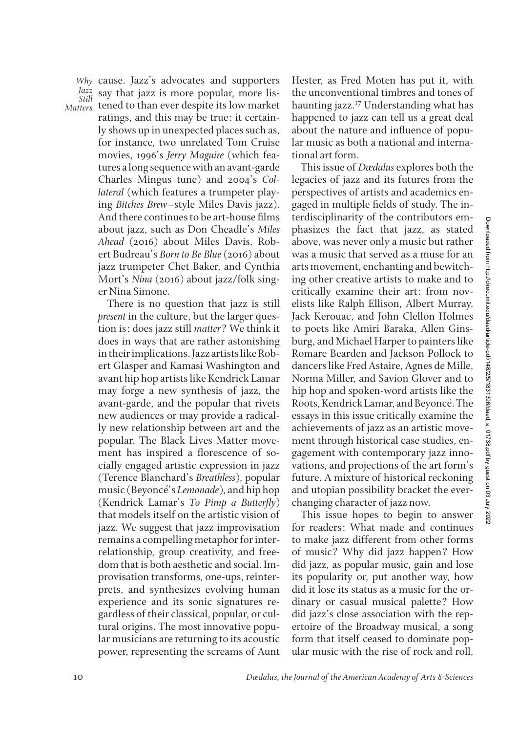cause. Jazz's advocates and supporters say that jazz is more popular, more listened to than ever despite its low market ratings, and this may be true: it certainly shows up in unexpected places such as, for instance, two unrelated Tom Cruise movies, 1996's *Jerry Maguire* (which features a long sequence with an avant-garde Charles Mingus tune) and 2004's *Collateral* (which features a trumpeter playing *Bitches Brew*–style Miles Davis jazz). And there continues to be art-house films about jazz, such as Don Cheadle's *Miles Ahead* (2016) about Miles Davis, Robert Budreau's *Born to Be Blue* (2016) about jazz trumpeter Chet Baker, and Cynthia Mort's *Nina* (2016) about jazz/folk singer Nina Simone.

There is no question that jazz is still *present* in the culture, but the larger question is: does jazz still *matter*? We think it does in ways that are rather astonishing in their implications. Jazz artists like Robert Glasper and Kamasi Washington and avant hip hop artists like Kendrick Lamar may forge a new synthesis of jazz, the avant-garde, and the popular that rivets new audiences or may provide a radically new relationship between art and the popular. The Black Lives Matter movement has inspired a florescence of socially engaged artistic expression in jazz (Terence Blanchard's *Breathless*), popular music (Beyoncé's *Lemonade*), and hip hop (Kendrick Lamar's *To Pimp a Butterfly*) that models itself on the artistic vision of jazz. We suggest that jazz improvisation remains a compelling metaphor for interrelationship, group creativity, and freedom that is both aesthetic and social. Improvisation transforms, one-ups, reinterprets, and synthesizes evolving human experience and its sonic signatures regardless of their classical, popular, or cultural origins. The most innovative popular musicians are returning to its acoustic power, representing the screams of Aunt Hester, as Fred Moten has put it, with the unconventional timbres and tones of haunting jazz.[17] Understanding what has happened to jazz can tell us a great deal about the nature and influence of popular music as both a national and international art form.

This issue of *Dædalus* explores both the legacies of jazz and its futures from the perspectives of artists and academics engaged in multiple fields of study. The interdisciplinarity of the contributors emphasizes the fact that jazz, as stated above, was never only a music but rather was a music that served as a muse for an arts movement, enchanting and bewitching other creative artists to make and to critically examine their art: from novelists like Ralph Ellison, Albert Murray, Jack Kerouac, and John Clellon Holmes to poets like Amiri Baraka, Allen Ginsburg, and Michael Harper to painters like Romare Bearden and Jackson Pollock to dancers like Fred Astaire, Agnes de Mille, Norma Miller, and Savion Glover and to hip hop and spoken-word artists like the Roots, Kendrick Lamar, and Beyoncé. The essays in this issue critically examine the achievements of jazz as an artistic movement through historical case studies, engagement with contemporary jazz innovations, and projections of the art form's future. A mixture of historical reckoning and utopian possibility bracket the ever-changing character of jazz now.

This issue hopes to begin to answer for readers: What made and continues to make jazz different from other forms of music? Why did jazz happen? How did jazz, as popular music, gain and lose its popularity or, put another way, how did it lose its status as a music for the ordinary or casual musical palette? How did jazz's close association with the repertoire of the Broadway musical, a song form that itself ceased to dominate popular music with the rise of rock and roll,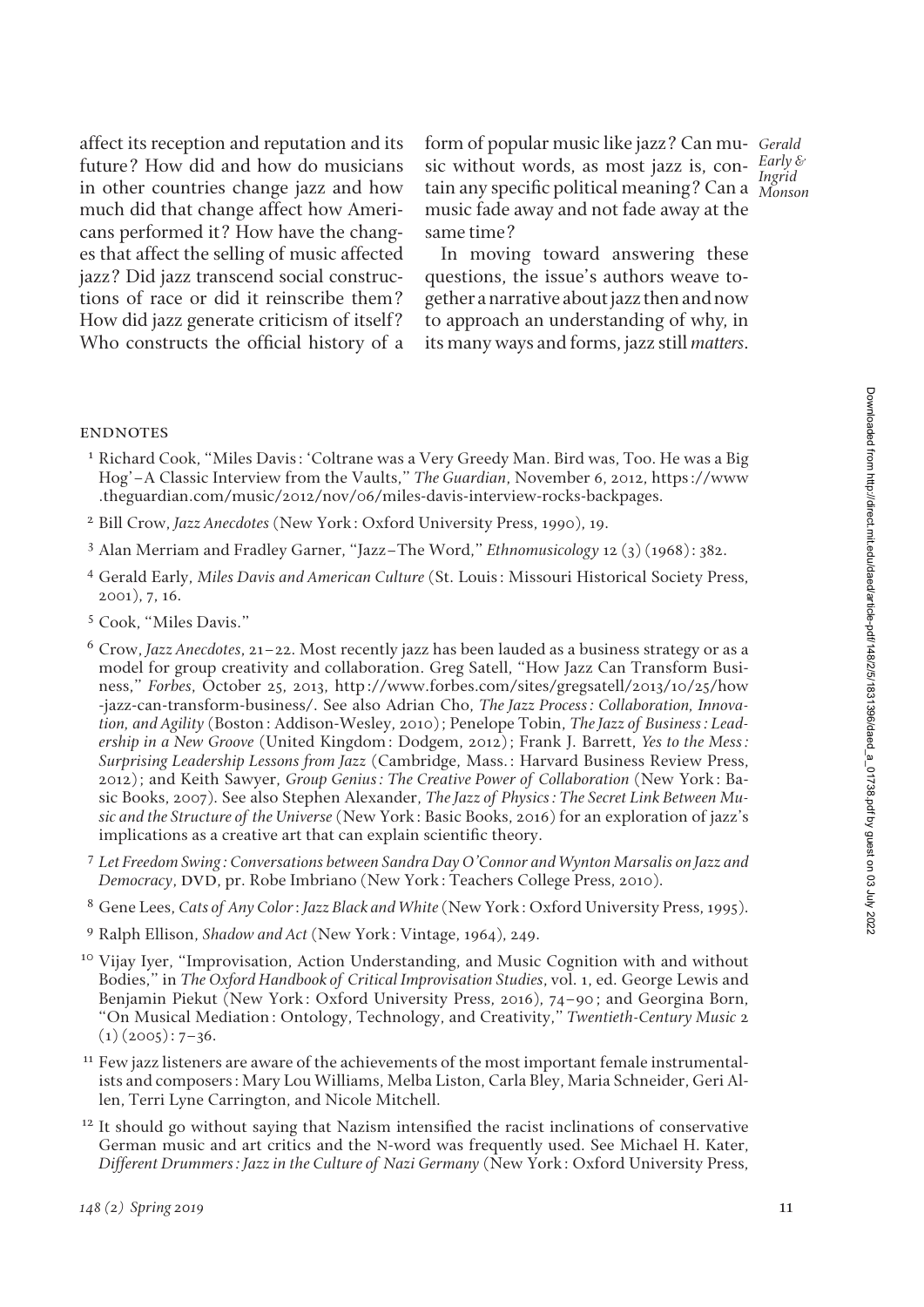affect its reception and reputation and its future? How did and how do musicians in other countries change jazz and how much did that change affect how Americans performed it? How have the changes that affect the selling of music affected jazz? Did jazz transcend social constructions of race or did it reinscribe them? How did jazz generate criticism of itself? Who constructs the official history of a form of popular music like jazz? Can music without words, as most jazz is, contain any specific political meaning? Can a music fade away and not fade away at the same time?

In moving toward answering these questions, the issue's authors weave together a narrative about jazz then and now to approach an understanding of why, in its many ways and forms, jazz still *matters*.

## ENDNOTES

1. Richard Cook, "Miles Davis: 'Coltrane was a Very Greedy Man. Bird was, Too. He was a Big Hog'–A Classic Interview from the Vaults," *The Guardian*, November 6, 2012, https://www.theguardian.com/music/2012/nov/06/miles-davis-interview-rocks-backpages.

2. Bill Crow, *Jazz Anecdotes* (New York: Oxford University Press, 1990), 19.

3. Alan Merriam and Fradley Garner, "Jazz–The Word," *Ethnomusicology* 12 (3) (1968): 382.

4. Gerald Early, *Miles Davis and American Culture* (St. Louis: Missouri Historical Society Press, 2001), 7, 16.

5. Cook, "Miles Davis."

6. Crow, *Jazz Anecdotes*, 21–22. Most recently jazz has been lauded as a business strategy or as a model for group creativity and collaboration. Greg Satell, "How Jazz Can Transform Business," *Forbes*, October 25, 2013, http://www.forbes.com/sites/gregsatell/2013/10/25/how-jazz-can-transform-business/. See also Adrian Cho, *The Jazz Process: Collaboration, Innovation, and Agility* (Boston: Addison-Wesley, 2010); Penelope Tobin, *The Jazz of Business: Leadership in a New Groove* (United Kingdom: Dodgem, 2012); Frank J. Barrett, *Yes to the Mess: Surprising Leadership Lessons from Jazz* (Cambridge, Mass.: Harvard Business Review Press, 2012); and Keith Sawyer, *Group Genius: The Creative Power of Collaboration* (New York: Basic Books, 2007). See also Stephen Alexander, *The Jazz of Physics: The Secret Link Between Music and the Structure of the Universe* (New York: Basic Books, 2016) for an exploration of jazz's implications as a creative art that can explain scientific theory.

7. *Let Freedom Swing: Conversations between Sandra Day O'Connor and Wynton Marsalis on Jazz and Democracy*, DVD, pr. Robe Imbriano (New York: Teachers College Press, 2010).

8. Gene Lees, *Cats of Any Color: Jazz Black and White* (New York: Oxford University Press, 1995).

9. Ralph Ellison, *Shadow and Act* (New York: Vintage, 1964), 249.

10. Vijay Iyer, "Improvisation, Action Understanding, and Music Cognition with and without Bodies," in *The Oxford Handbook of Critical Improvisation Studies*, vol. 1, ed. George Lewis and Benjamin Piekut (New York: Oxford University Press, 2016), 74–90; and Georgina Born, "On Musical Mediation: Ontology, Technology, and Creativity," *Twentieth-Century Music* 2 (1) (2005): 7–36.

11. Few jazz listeners are aware of the achievements of the most important female instrumentalists and composers: Mary Lou Williams, Melba Liston, Carla Bley, Maria Schneider, Geri Allen, Terri Lyne Carrington, and Nicole Mitchell.

12. It should go without saying that Nazism intensified the racist inclinations of conservative German music and art critics and the N-word was frequently used. See Michael H. Kater, *Different Drummers: Jazz in the Culture of Nazi Germany* (New York: Oxford University Press,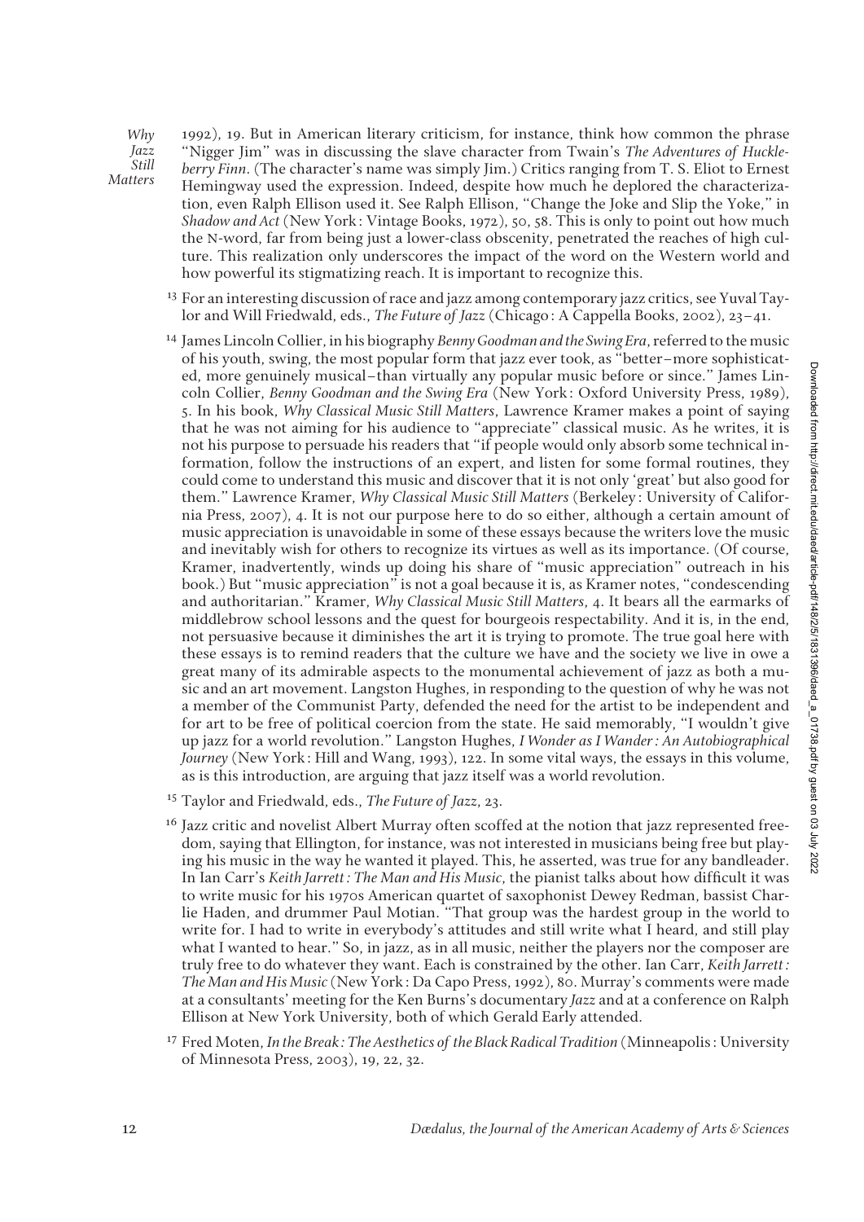1992), 19. But in American literary criticism, for instance, think how common the phrase "Nigger Jim" was in discussing the slave character from Twain's *The Adventures of Huckleberry Finn*. (The character's name was simply Jim.) Critics ranging from T. S. Eliot to Ernest Hemingway used the expression. Indeed, despite how much he deplored the characterization, even Ralph Ellison used it. See Ralph Ellison, "Change the Joke and Slip the Yoke," in *Shadow and Act* (New York: Vintage Books, 1972), 50, 58. This is only to point out how much the N-word, far from being just a lower-class obscenity, penetrated the reaches of high culture. This realization only underscores the impact of the word on the Western world and how powerful its stigmatizing reach. It is important to recognize this.

[13] For an interesting discussion of race and jazz among contemporary jazz critics, see Yuval Taylor and Will Friedwald, eds., *The Future of Jazz* (Chicago: A Cappella Books, 2002), 23–41.

[14] James Lincoln Collier, in his biography *Benny Goodman and the Swing Era*, referred to the music of his youth, swing, the most popular form that jazz ever took, as "better–more sophisticated, more genuinely musical–than virtually any popular music before or since." James Lincoln Collier, *Benny Goodman and the Swing Era* (New York: Oxford University Press, 1989), 5. In his book, *Why Classical Music Still Matters*, Lawrence Kramer makes a point of saying that he was not aiming for his audience to "appreciate" classical music. As he writes, it is not his purpose to persuade his readers that "if people would only absorb some technical information, follow the instructions of an expert, and listen for some formal routines, they could come to understand this music and discover that it is not only 'great' but also good for them." Lawrence Kramer, *Why Classical Music Still Matters* (Berkeley: University of California Press, 2007), 4. It is not our purpose here to do so either, although a certain amount of music appreciation is unavoidable in some of these essays because the writers love the music and inevitably wish for others to recognize its virtues as well as its importance. (Of course, Kramer, inadvertently, winds up doing his share of "music appreciation" outreach in his book.) But "music appreciation" is not a goal because it is, as Kramer notes, "condescending and authoritarian." Kramer, *Why Classical Music Still Matters*, 4. It bears all the earmarks of middlebrow school lessons and the quest for bourgeois respectability. And it is, in the end, not persuasive because it diminishes the art it is trying to promote. The true goal here with these essays is to remind readers that the culture we have and the society we live in owe a great many of its admirable aspects to the monumental achievement of jazz as both a music and an art movement. Langston Hughes, in responding to the question of why he was not a member of the Communist Party, defended the need for the artist to be independent and for art to be free of political coercion from the state. He said memorably, "I wouldn't give up jazz for a world revolution." Langston Hughes, *I Wonder as I Wander: An Autobiographical Journey* (New York: Hill and Wang, 1993), 122. In some vital ways, the essays in this volume, as is this introduction, are arguing that jazz itself was a world revolution.

[15] Taylor and Friedwald, eds., *The Future of Jazz*, 23.

[16] Jazz critic and novelist Albert Murray often scoffed at the notion that jazz represented freedom, saying that Ellington, for instance, was not interested in musicians being free but playing his music in the way he wanted it played. This, he asserted, was true for any bandleader. In Ian Carr's *Keith Jarrett: The Man and His Music*, the pianist talks about how difficult it was to write music for his 1970s American quartet of saxophonist Dewey Redman, bassist Charlie Haden, and drummer Paul Motian. "That group was the hardest group in the world to write for. I had to write in everybody's attitudes and still write what I heard, and still play what I wanted to hear." So, in jazz, as in all music, neither the players nor the composer are truly free to do whatever they want. Each is constrained by the other. Ian Carr, *Keith Jarrett: The Man and His Music* (New York: Da Capo Press, 1992), 80. Murray's comments were made at a consultants' meeting for the Ken Burns's documentary *Jazz* and at a conference on Ralph Ellison at New York University, both of which Gerald Early attended.

[17] Fred Moten, *In the Break: The Aesthetics of the Black Radical Tradition* (Minneapolis: University of Minnesota Press, 2003), 19, 22, 32.